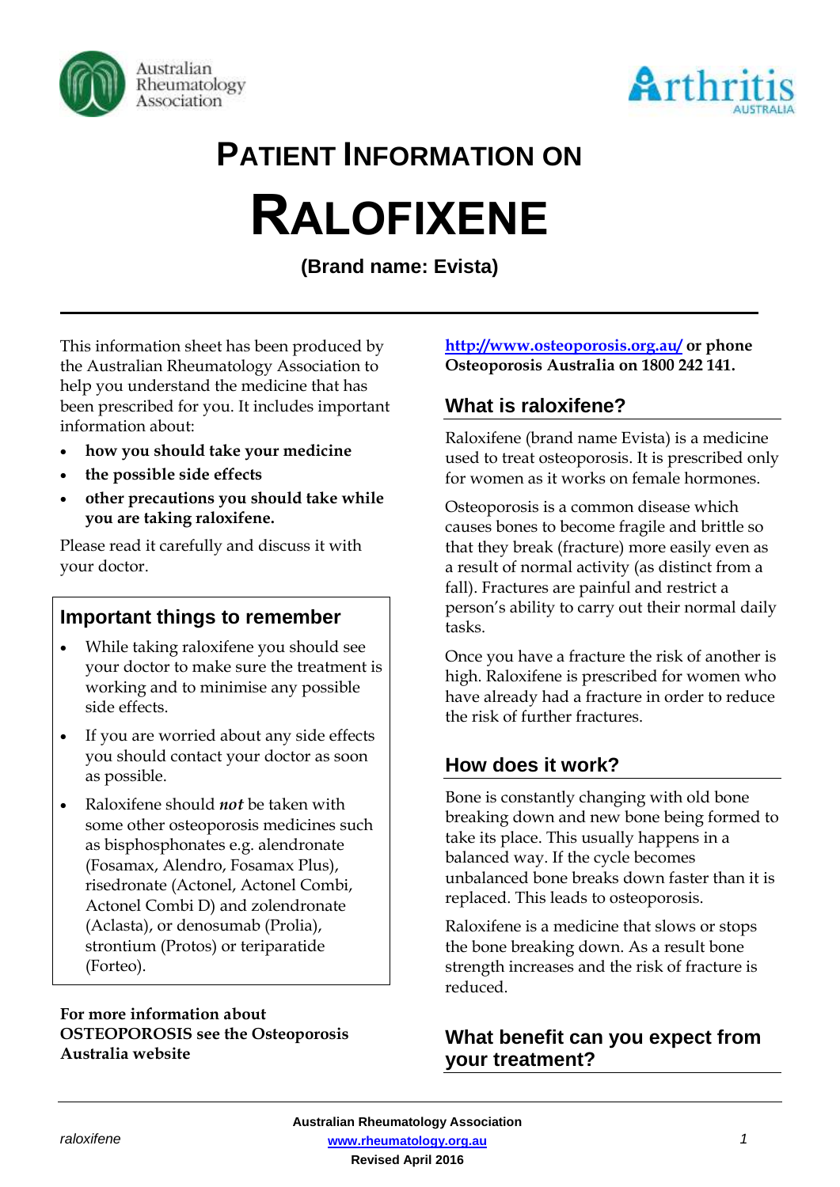# PATIENT INFORMATION ON

# RALOFIXENE

**(Brand name: Evista)**

This information sheet has been produced by the Australian Rheumatology Association to help you understand the medicine that has been prescribed for you. It includes important information about:

- **how you should take your medicine**
- **the possible side effects**
- **other precautions you should take while you are taking raloxifene.**

Please read it carefully and discuss it with your doctor.

## Important things to remember

- While taking raloxifene you should see your doctor to make sure the treatment is working and to minimise any possible side effects.
- If you are worried about any side effects you should contact your doctor as soon as possible.
- Raloxifene should ***not*** be taken with some other osteoporosis medicines such as bisphosphonates e.g. alendronate (Fosamax, Alendro, Fosamax Plus), risedronate (Actonel, Actonel Combi, Actonel Combi D) and zolendronate (Aclasta), or denosumab (Prolia), strontium (Protos) or teriparatide (Forteo).

**For more information about OSTEOPOROSIS see the Osteoporosis Australia website http://www.osteoporosis.org.au/ or phone Osteoporosis Australia on 1800 242 141.**

## What is raloxifene?

Raloxifene (brand name Evista) is a medicine used to treat osteoporosis. It is prescribed only for women as it works on female hormones.

Osteoporosis is a common disease which causes bones to become fragile and brittle so that they break (fracture) more easily even as a result of normal activity (as distinct from a fall). Fractures are painful and restrict a person's ability to carry out their normal daily tasks.

Once you have a fracture the risk of another is high. Raloxifene is prescribed for women who have already had a fracture in order to reduce the risk of further fractures.

## How does it work?

Bone is constantly changing with old bone breaking down and new bone being formed to take its place. This usually happens in a balanced way. If the cycle becomes unbalanced bone breaks down faster than it is replaced. This leads to osteoporosis.

Raloxifene is a medicine that slows or stops the bone breaking down. As a result bone strength increases and the risk of fracture is reduced.

## What benefit can you expect from your treatment?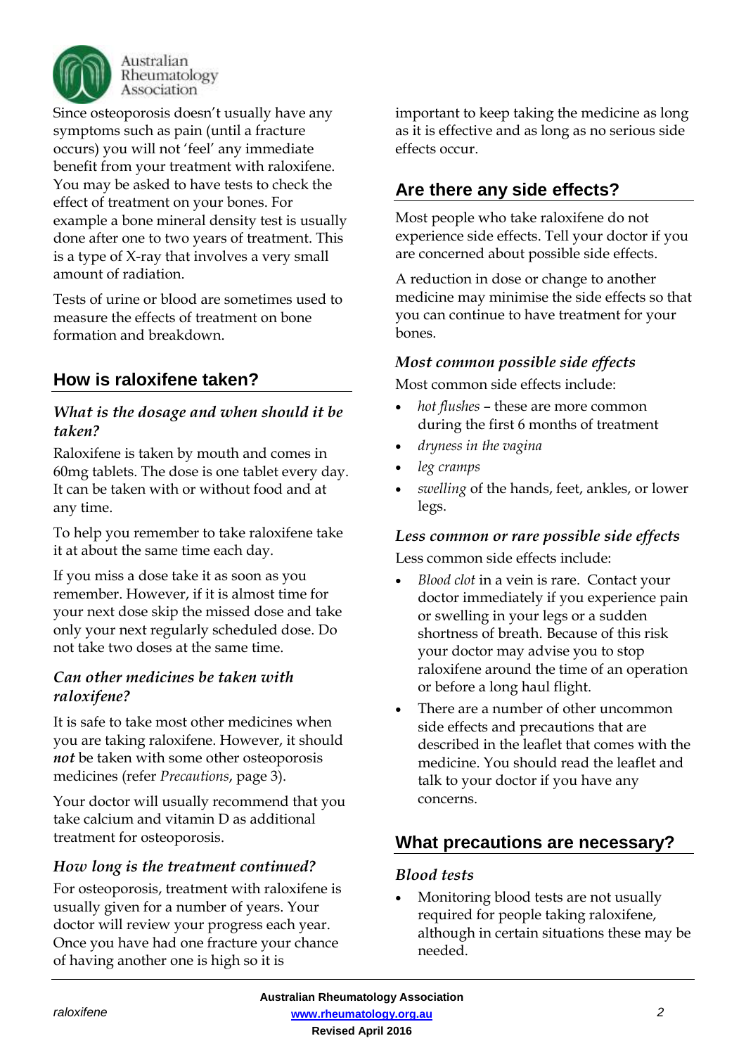Since osteoporosis doesn't usually have any symptoms such as pain (until a fracture occurs) you will not 'feel' any immediate benefit from your treatment with raloxifene. You may be asked to have tests to check the effect of treatment on your bones. For example a bone mineral density test is usually done after one to two years of treatment. This is a type of X-ray that involves a very small amount of radiation.

Tests of urine or blood are sometimes used to measure the effects of treatment on bone formation and breakdown.

## How is raloxifene taken?

### *What is the dosage and when should it be taken?*

Raloxifene is taken by mouth and comes in 60mg tablets. The dose is one tablet every day. It can be taken with or without food and at any time.

To help you remember to take raloxifene take it at about the same time each day.

If you miss a dose take it as soon as you remember. However, if it is almost time for your next dose skip the missed dose and take only your next regularly scheduled dose. Do not take two doses at the same time.

### *Can other medicines be taken with raloxifene?*

It is safe to take most other medicines when you are taking raloxifene. However, it should ***not*** be taken with some other osteoporosis medicines (refer *Precautions*, page 3).

Your doctor will usually recommend that you take calcium and vitamin D as additional treatment for osteoporosis.

### *How long is the treatment continued?*

For osteoporosis, treatment with raloxifene is usually given for a number of years. Your doctor will review your progress each year. Once you have had one fracture your chance of having another one is high so it is important to keep taking the medicine as long as it is effective and as long as no serious side effects occur.

## Are there any side effects?

Most people who take raloxifene do not experience side effects. Tell your doctor if you are concerned about possible side effects.

A reduction in dose or change to another medicine may minimise the side effects so that you can continue to have treatment for your bones.

### *Most common possible side effects*

Most common side effects include:

- *hot flushes* – these are more common during the first 6 months of treatment
- *dryness in the vagina*
- *leg cramps*
- *swelling* of the hands, feet, ankles, or lower legs.

### *Less common or rare possible side effects*

Less common side effects include:

- *Blood clot* in a vein is rare. Contact your doctor immediately if you experience pain or swelling in your legs or a sudden shortness of breath. Because of this risk your doctor may advise you to stop raloxifene around the time of an operation or before a long haul flight.
- There are a number of other uncommon side effects and precautions that are described in the leaflet that comes with the medicine. You should read the leaflet and talk to your doctor if you have any concerns.

## What precautions are necessary?

### *Blood tests*

- Monitoring blood tests are not usually required for people taking raloxifene, although in certain situations these may be needed.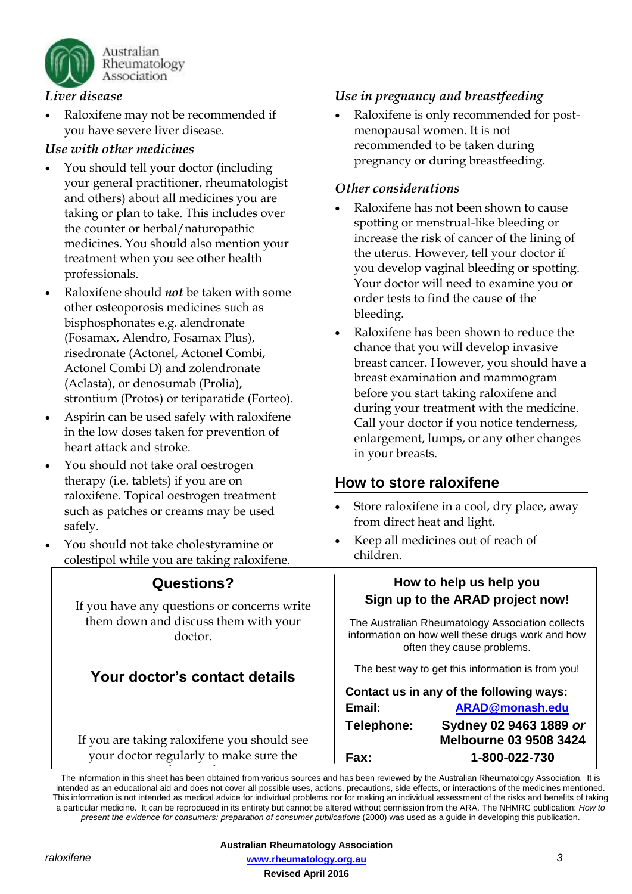### *Liver disease*

- Raloxifene may not be recommended if you have severe liver disease.

### *Use with other medicines*

- You should tell your doctor (including your general practitioner, rheumatologist and others) about all medicines you are taking or plan to take. This includes over the counter or herbal/naturopathic medicines. You should also mention your treatment when you see other health professionals.
- Raloxifene should ***not*** be taken with some other osteoporosis medicines such as bisphosphonates e.g. alendronate (Fosamax, Alendro, Fosamax Plus), risedronate (Actonel, Actonel Combi, Actonel Combi D) and zolendronate (Aclasta), or denosumab (Prolia), strontium (Protos) or teriparatide (Forteo).
- Aspirin can be used safely with raloxifene in the low doses taken for prevention of heart attack and stroke.
- You should not take oral oestrogen therapy (i.e. tablets) if you are on raloxifene. Topical oestrogen treatment such as patches or creams may be used safely.
- You should not take cholestyramine or colestipol while you are taking raloxifene.

### *Use in pregnancy and breastfeeding*

- Raloxifene is only recommended for post-menopausal women. It is not recommended to be taken during pregnancy or during breastfeeding.

### *Other considerations*

- Raloxifene has not been shown to cause spotting or menstrual-like bleeding or increase the risk of cancer of the lining of the uterus. However, tell your doctor if you develop vaginal bleeding or spotting. Your doctor will need to examine you or order tests to find the cause of the bleeding.
- Raloxifene has been shown to reduce the chance that you will develop invasive breast cancer. However, you should have a breast examination and mammogram before you start taking raloxifene and during your treatment with the medicine. Call your doctor if you notice tenderness, enlargement, lumps, or any other changes in your breasts.

## How to store raloxifene

- Store raloxifene in a cool, dry place, away from direct heat and light.
- Keep all medicines out of reach of children.

## Questions?

If you have any questions or concerns write them down and discuss them with your doctor.

## Your doctor's contact details

If you are taking raloxifene you should see your doctor regularly to make sure the

## How to help us help you
## Sign up to the ARAD project now!

The Australian Rheumatology Association collects information on how well these drugs work and how often they cause problems.

The best way to get this information is from you!

**Contact us in any of the following ways:**

**Email:** ARAD@monash.edu

**Telephone:** **Sydney 02 9463 1889 *or* Melbourne 03 9508 3424**

**Fax:** **1-800-022-730**

The information in this sheet has been obtained from various sources and has been reviewed by the Australian Rheumatology Association. It is intended as an educational aid and does not cover all possible uses, actions, precautions, side effects, or interactions of the medicines mentioned. This information is not intended as medical advice for individual problems nor for making an individual assessment of the risks and benefits of taking a particular medicine. It can be reproduced in its entirety but cannot be altered without permission from the ARA. The NHMRC publication: *How to present the evidence for consumers: preparation of consumer publications* (2000) was used as a guide in developing this publication.

**Australian Rheumatology Association**
**www.rheumatology.org.au**
**Revised April 2016**